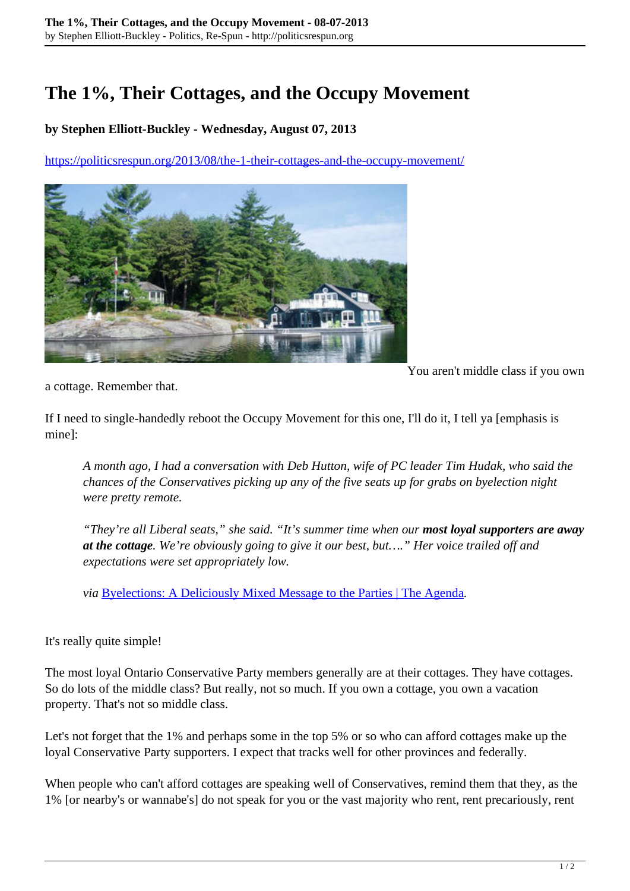# The 1%, Their Cottages, and the Occupy Movement

**by Stephen Elliott-Buckley - Wednesday, August 07, 2013**

https://politicsrespun.org/2013/08/the-1-their-cottages-and-the-occupy-movement/

You aren't middle class if you own a cottage. Remember that.

If I need to single-handedly reboot the Occupy Movement for this one, I'll do it, I tell ya [emphasis is mine]:

> *A month ago, I had a conversation with Deb Hutton, wife of PC leader Tim Hudak, who said the chances of the Conservatives picking up any of the five seats up for grabs on byelection night were pretty remote.*
>
> *"They're all Liberal seats," she said. "It's summer time when our* ***most loyal supporters are away at the cottage****. We're obviously going to give it our best, but…." Her voice trailed off and expectations were set appropriately low.*
>
> *via* Byelections: A Deliciously Mixed Message to the Parties | The Agenda*.*

It's really quite simple!

The most loyal Ontario Conservative Party members generally are at their cottages. They have cottages. So do lots of the middle class? But really, not so much. If you own a cottage, you own a vacation property. That's not so middle class.

Let's not forget that the 1% and perhaps some in the top 5% or so who can afford cottages make up the loyal Conservative Party supporters. I expect that tracks well for other provinces and federally.

When people who can't afford cottages are speaking well of Conservatives, remind them that they, as the 1% [or nearby's or wannabe's] do not speak for you or the vast majority who rent, rent precariously, rent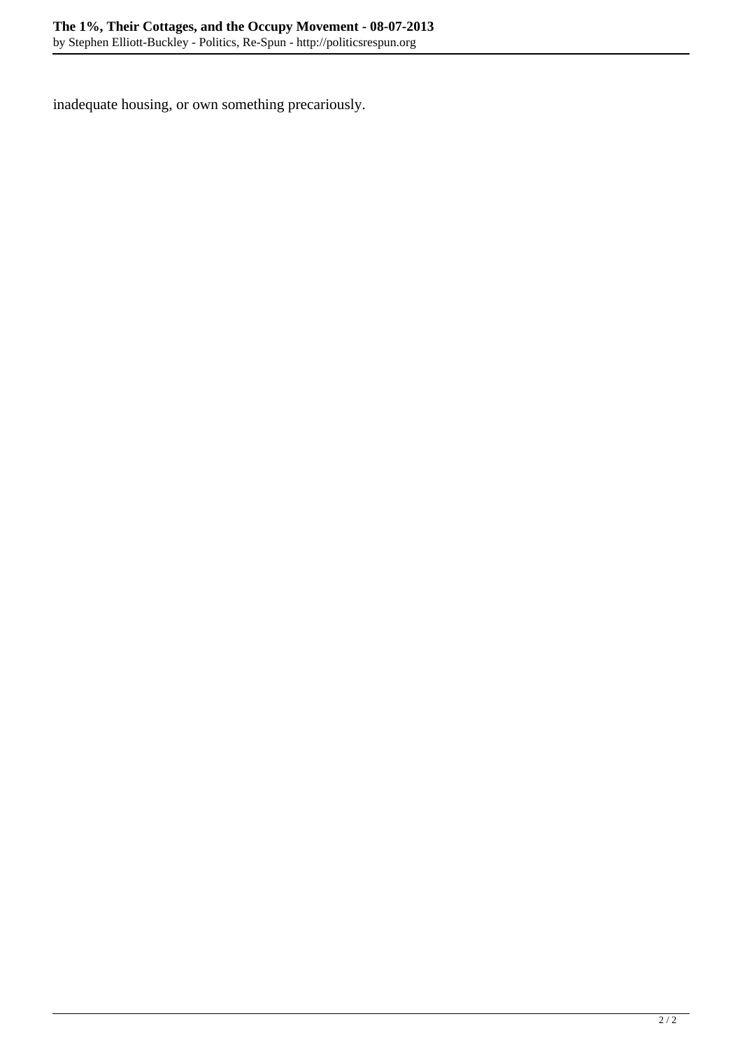inadequate housing, or own something precariously.